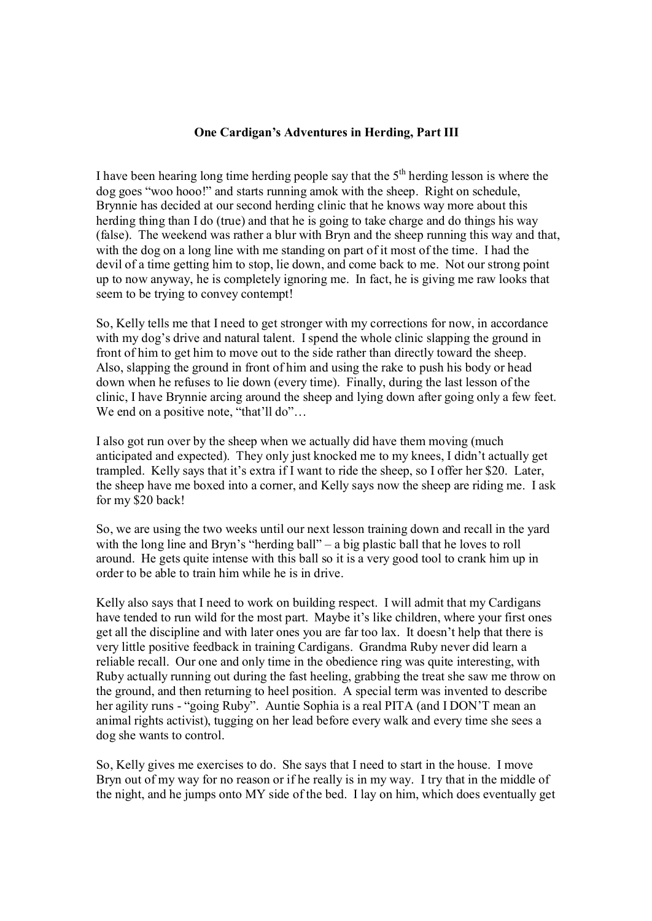**One Cardigan's Adventures in Herding, Part III**

I have been hearing long time herding people say that the 5th herding lesson is where the dog goes "woo hooo!" and starts running amok with the sheep. Right on schedule, Brynnie has decided at our second herding clinic that he knows way more about this herding thing than I do (true) and that he is going to take charge and do things his way (false). The weekend was rather a blur with Bryn and the sheep running this way and that, with the dog on a long line with me standing on part of it most of the time. I had the devil of a time getting him to stop, lie down, and come back to me. Not our strong point up to now anyway, he is completely ignoring me. In fact, he is giving me raw looks that seem to be trying to convey contempt!

So, Kelly tells me that I need to get stronger with my corrections for now, in accordance with my dog's drive and natural talent. I spend the whole clinic slapping the ground in front of him to get him to move out to the side rather than directly toward the sheep. Also, slapping the ground in front of him and using the rake to push his body or head down when he refuses to lie down (every time). Finally, during the last lesson of the clinic, I have Brynnie arcing around the sheep and lying down after going only a few feet. We end on a positive note, "that'll do"…

I also got run over by the sheep when we actually did have them moving (much anticipated and expected). They only just knocked me to my knees, I didn't actually get trampled. Kelly says that it's extra if I want to ride the sheep, so I offer her $20. Later, the sheep have me boxed into a corner, and Kelly says now the sheep are riding me. I ask for my $20 back!

So, we are using the two weeks until our next lesson training down and recall in the yard with the long line and Bryn's "herding ball" – a big plastic ball that he loves to roll around. He gets quite intense with this ball so it is a very good tool to crank him up in order to be able to train him while he is in drive.

Kelly also says that I need to work on building respect. I will admit that my Cardigans have tended to run wild for the most part. Maybe it's like children, where your first ones get all the discipline and with later ones you are far too lax. It doesn't help that there is very little positive feedback in training Cardigans. Grandma Ruby never did learn a reliable recall. Our one and only time in the obedience ring was quite interesting, with Ruby actually running out during the fast heeling, grabbing the treat she saw me throw on the ground, and then returning to heel position. A special term was invented to describe her agility runs - "going Ruby". Auntie Sophia is a real PITA (and I DON'T mean an animal rights activist), tugging on her lead before every walk and every time she sees a dog she wants to control.

So, Kelly gives me exercises to do. She says that I need to start in the house. I move Bryn out of my way for no reason or if he really is in my way. I try that in the middle of the night, and he jumps onto MY side of the bed. I lay on him, which does eventually get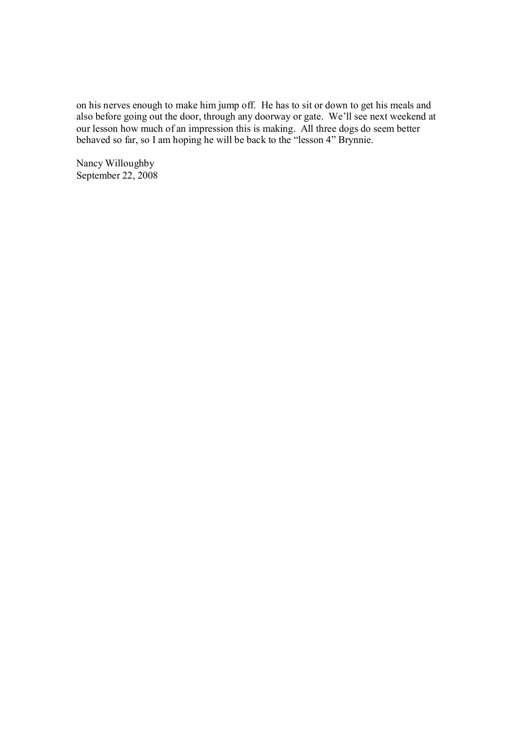on his nerves enough to make him jump off. He has to sit or down to get his meals and also before going out the door, through any doorway or gate. We'll see next weekend at our lesson how much of an impression this is making. All three dogs do seem better behaved so far, so I am hoping he will be back to the "lesson 4" Brynnie.

Nancy Willoughby
September 22, 2008